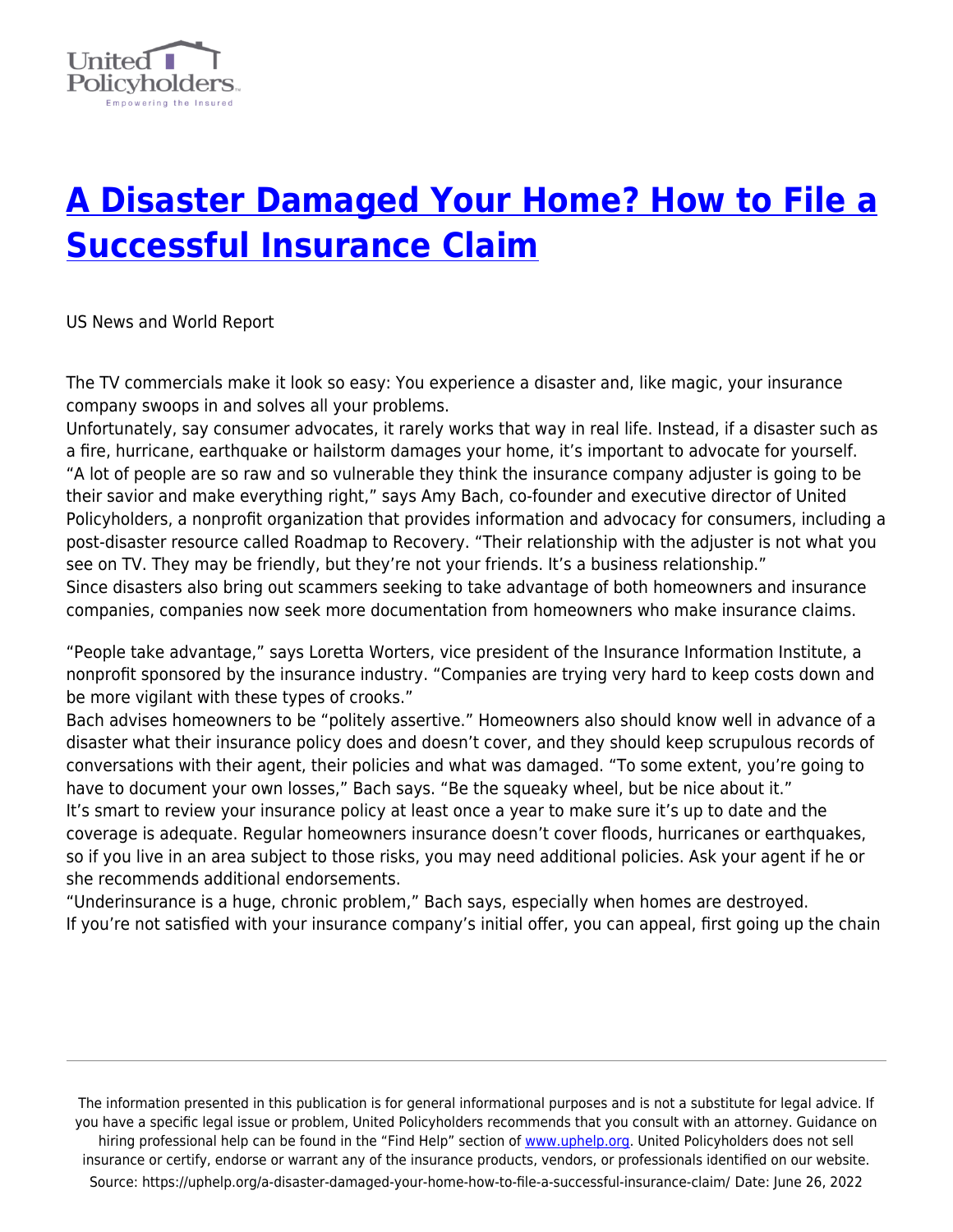# A Disaster Damaged Your Home? How to File a Successful Insurance Claim

US News and World Report

The TV commercials make it look so easy: You experience a disaster and, like magic, your insurance company swoops in and solves all your problems.

Unfortunately, say consumer advocates, it rarely works that way in real life. Instead, if a disaster such as a fire, hurricane, earthquake or hailstorm damages your home, it's important to advocate for yourself.

"A lot of people are so raw and so vulnerable they think the insurance company adjuster is going to be their savior and make everything right," says Amy Bach, co-founder and executive director of United Policyholders, a nonprofit organization that provides information and advocacy for consumers, including a post-disaster resource called Roadmap to Recovery. "Their relationship with the adjuster is not what you see on TV. They may be friendly, but they're not your friends. It's a business relationship."

Since disasters also bring out scammers seeking to take advantage of both homeowners and insurance companies, companies now seek more documentation from homeowners who make insurance claims.

"People take advantage," says Loretta Worters, vice president of the Insurance Information Institute, a nonprofit sponsored by the insurance industry. "Companies are trying very hard to keep costs down and be more vigilant with these types of crooks."

Bach advises homeowners to be "politely assertive." Homeowners also should know well in advance of a disaster what their insurance policy does and doesn't cover, and they should keep scrupulous records of conversations with their agent, their policies and what was damaged. "To some extent, you're going to have to document your own losses," Bach says. "Be the squeaky wheel, but be nice about it."

It's smart to review your insurance policy at least once a year to make sure it's up to date and the coverage is adequate. Regular homeowners insurance doesn't cover floods, hurricanes or earthquakes, so if you live in an area subject to those risks, you may need additional policies. Ask your agent if he or she recommends additional endorsements.

"Underinsurance is a huge, chronic problem," Bach says, especially when homes are destroyed.

If you're not satisfied with your insurance company's initial offer, you can appeal, first going up the chain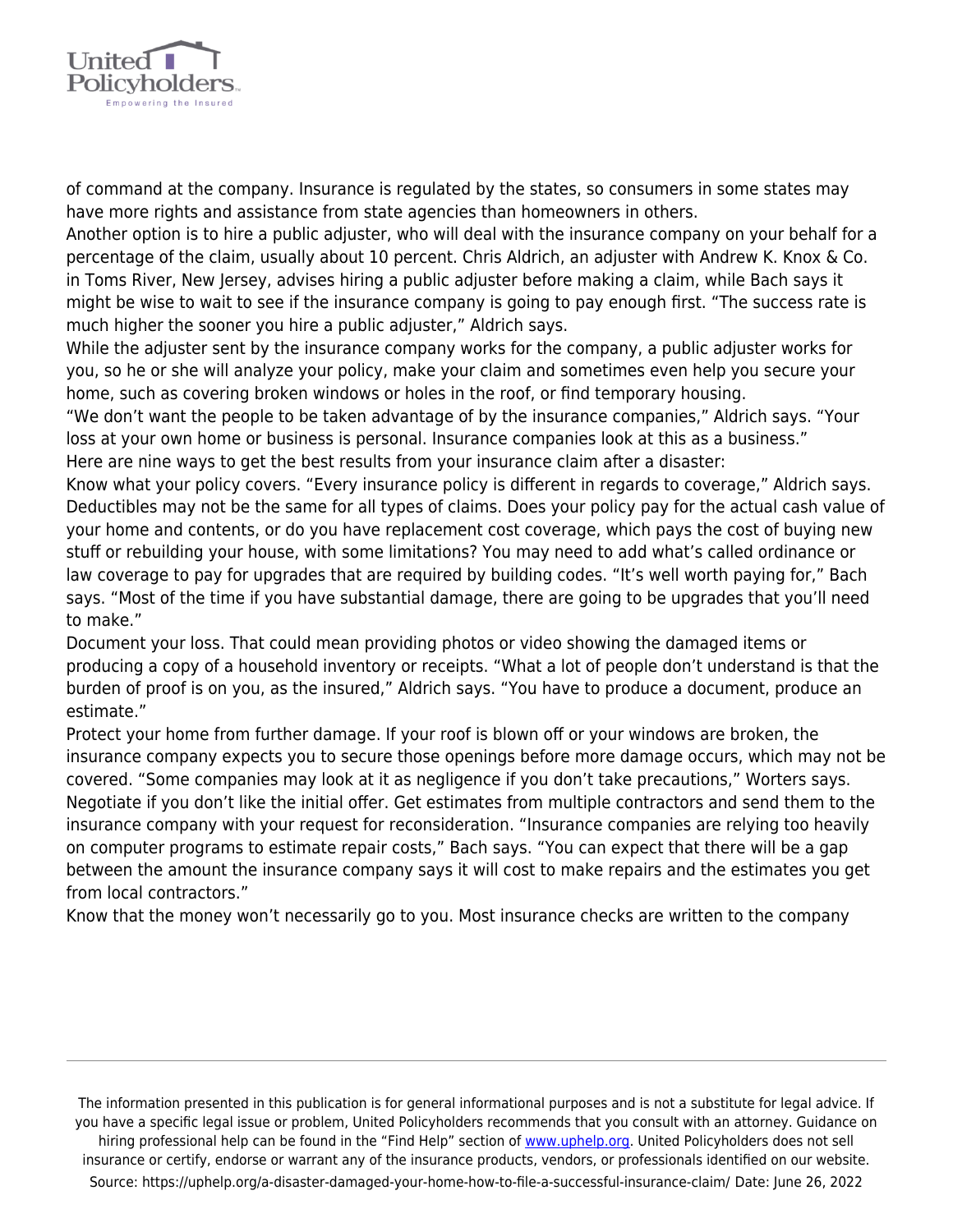of command at the company. Insurance is regulated by the states, so consumers in some states may have more rights and assistance from state agencies than homeowners in others.

Another option is to hire a public adjuster, who will deal with the insurance company on your behalf for a percentage of the claim, usually about 10 percent. Chris Aldrich, an adjuster with Andrew K. Knox & Co. in Toms River, New Jersey, advises hiring a public adjuster before making a claim, while Bach says it might be wise to wait to see if the insurance company is going to pay enough first. "The success rate is much higher the sooner you hire a public adjuster," Aldrich says.

While the adjuster sent by the insurance company works for the company, a public adjuster works for you, so he or she will analyze your policy, make your claim and sometimes even help you secure your home, such as covering broken windows or holes in the roof, or find temporary housing.

"We don't want the people to be taken advantage of by the insurance companies," Aldrich says. "Your loss at your own home or business is personal. Insurance companies look at this as a business."

Here are nine ways to get the best results from your insurance claim after a disaster:

Know what your policy covers. "Every insurance policy is different in regards to coverage," Aldrich says. Deductibles may not be the same for all types of claims. Does your policy pay for the actual cash value of your home and contents, or do you have replacement cost coverage, which pays the cost of buying new stuff or rebuilding your house, with some limitations? You may need to add what's called ordinance or law coverage to pay for upgrades that are required by building codes. "It's well worth paying for," Bach says. "Most of the time if you have substantial damage, there are going to be upgrades that you'll need to make."

Document your loss. That could mean providing photos or video showing the damaged items or producing a copy of a household inventory or receipts. "What a lot of people don't understand is that the burden of proof is on you, as the insured," Aldrich says. "You have to produce a document, produce an estimate."

Protect your home from further damage. If your roof is blown off or your windows are broken, the insurance company expects you to secure those openings before more damage occurs, which may not be covered. "Some companies may look at it as negligence if you don't take precautions," Worters says.

Negotiate if you don't like the initial offer. Get estimates from multiple contractors and send them to the insurance company with your request for reconsideration. "Insurance companies are relying too heavily on computer programs to estimate repair costs," Bach says. "You can expect that there will be a gap between the amount the insurance company says it will cost to make repairs and the estimates you get from local contractors."

Know that the money won't necessarily go to you. Most insurance checks are written to the company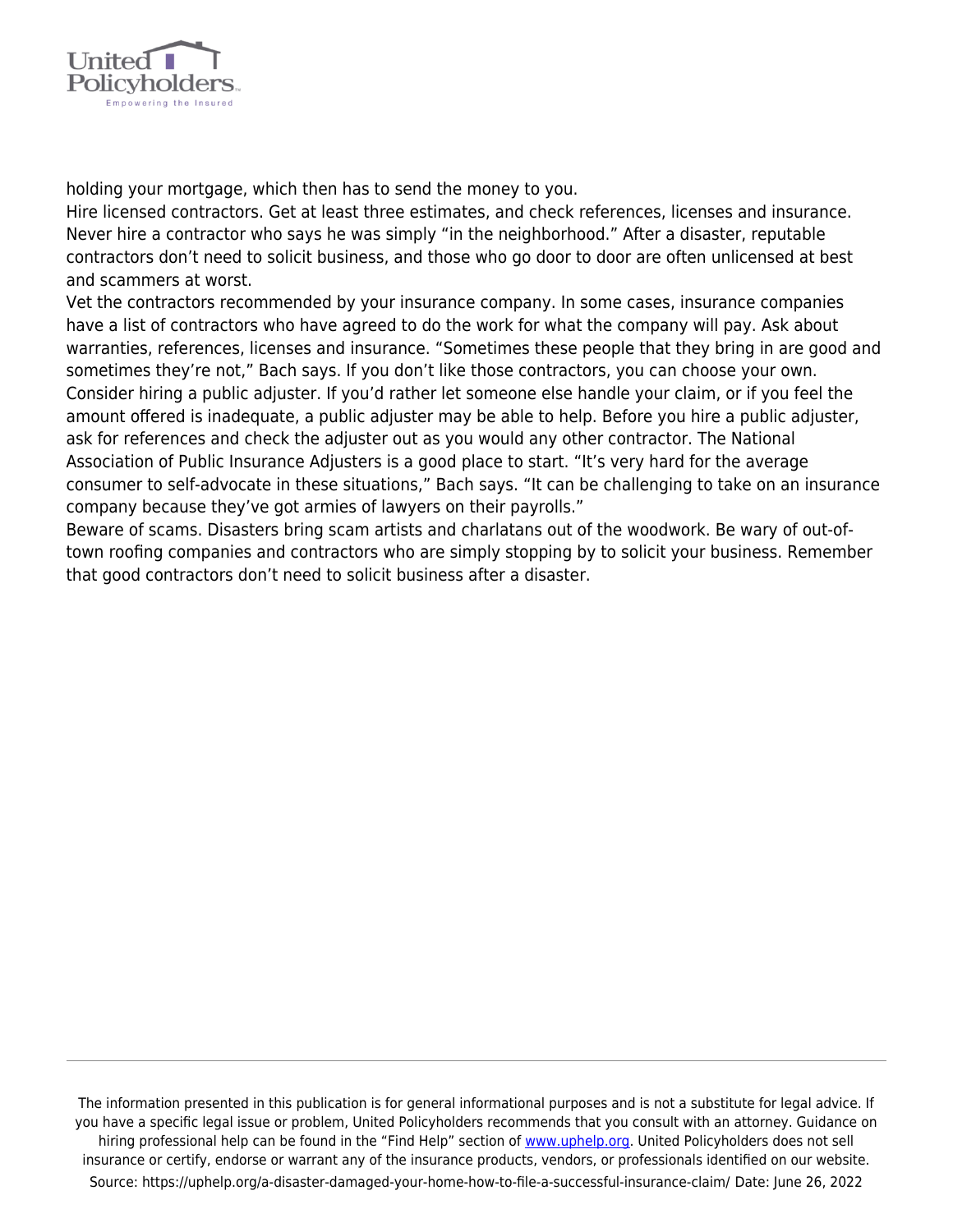holding your mortgage, which then has to send the money to you.

Hire licensed contractors. Get at least three estimates, and check references, licenses and insurance. Never hire a contractor who says he was simply "in the neighborhood." After a disaster, reputable contractors don't need to solicit business, and those who go door to door are often unlicensed at best and scammers at worst.

Vet the contractors recommended by your insurance company. In some cases, insurance companies have a list of contractors who have agreed to do the work for what the company will pay. Ask about warranties, references, licenses and insurance. "Sometimes these people that they bring in are good and sometimes they're not," Bach says. If you don't like those contractors, you can choose your own.

Consider hiring a public adjuster. If you'd rather let someone else handle your claim, or if you feel the amount offered is inadequate, a public adjuster may be able to help. Before you hire a public adjuster, ask for references and check the adjuster out as you would any other contractor. The National Association of Public Insurance Adjusters is a good place to start. "It's very hard for the average consumer to self-advocate in these situations," Bach says. "It can be challenging to take on an insurance company because they've got armies of lawyers on their payrolls."

Beware of scams. Disasters bring scam artists and charlatans out of the woodwork. Be wary of out-of-town roofing companies and contractors who are simply stopping by to solicit your business. Remember that good contractors don't need to solicit business after a disaster.

---

The information presented in this publication is for general informational purposes and is not a substitute for legal advice. If you have a specific legal issue or problem, United Policyholders recommends that you consult with an attorney. Guidance on hiring professional help can be found in the "Find Help" section of www.uphelp.org. United Policyholders does not sell insurance or certify, endorse or warrant any of the insurance products, vendors, or professionals identified on our website.

Source: https://uphelp.org/a-disaster-damaged-your-home-how-to-file-a-successful-insurance-claim/ Date: June 26, 2022